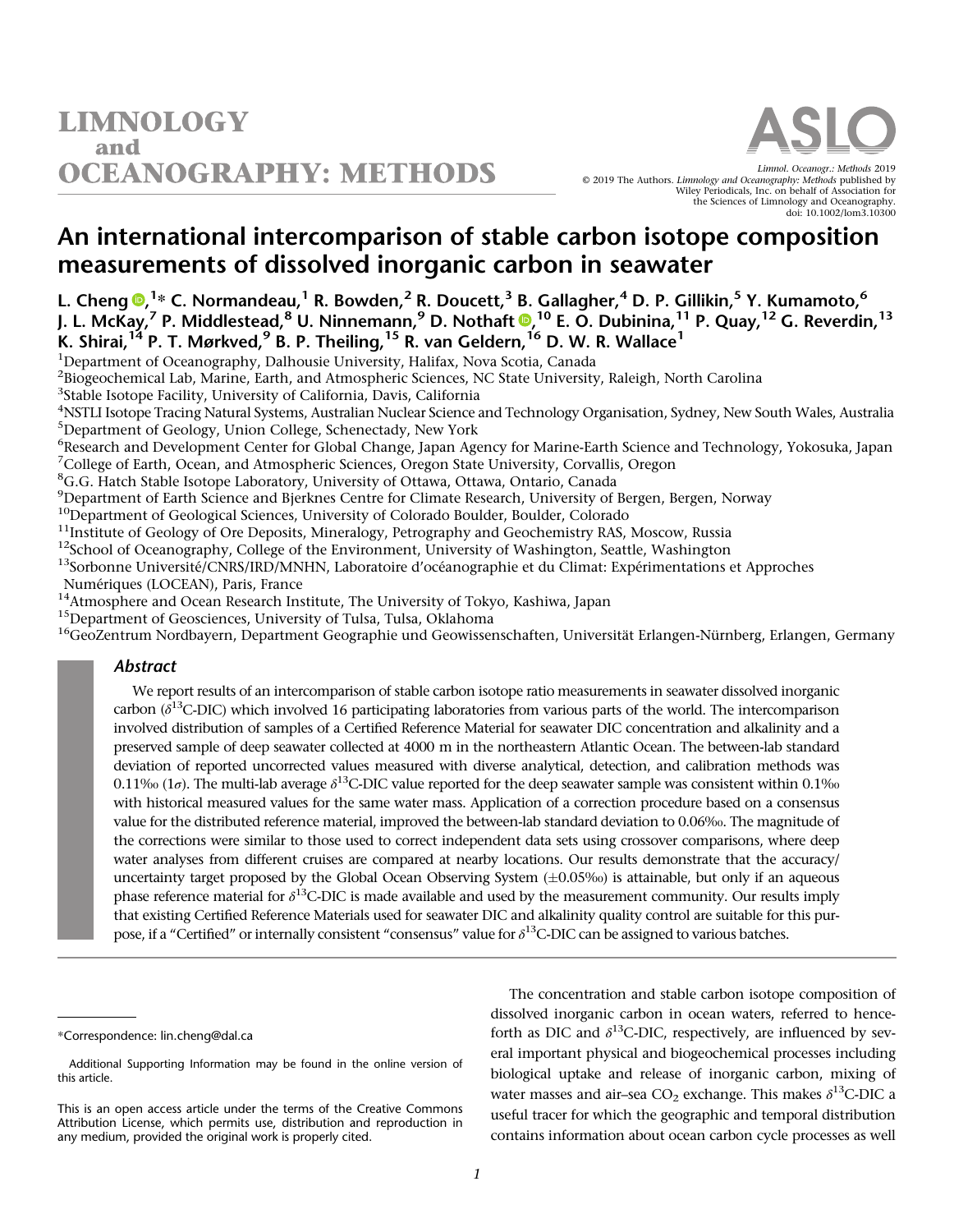# An international intercomparison of stable carbon isotope composition measurements of dissolved inorganic carbon in seawater

L. Cheng,[1]* C. Normandeau,[1] R. Bowden,[2] R. Doucett,[3] B. Gallagher,[4] D. P. Gillikin,[5] Y. Kumamoto,[6] J. L. McKay,[7] P. Middlestead,[8] U. Ninnemann,[9] D. Nothaft,[10] E. O. Dubinina,[11] P. Quay,[12] G. Reverdin,[13] K. Shirai,[14] P. T. Mørkved,[9] B. P. Theiling,[15] R. van Geldern,[16] D. W. R. Wallace[1]

[1]Department of Oceanography, Dalhousie University, Halifax, Nova Scotia, Canada
[2]Biogeochemical Lab, Marine, Earth, and Atmospheric Sciences, NC State University, Raleigh, North Carolina
[3]Stable Isotope Facility, University of California, Davis, California
[4]NSTLI Isotope Tracing Natural Systems, Australian Nuclear Science and Technology Organisation, Sydney, New South Wales, Australia
[5]Department of Geology, Union College, Schenectady, New York
[6]Research and Development Center for Global Change, Japan Agency for Marine-Earth Science and Technology, Yokosuka, Japan
[7]College of Earth, Ocean, and Atmospheric Sciences, Oregon State University, Corvallis, Oregon
[8]G.G. Hatch Stable Isotope Laboratory, University of Ottawa, Ottawa, Ontario, Canada
[9]Department of Earth Science and Bjerknes Centre for Climate Research, University of Bergen, Bergen, Norway
[10]Department of Geological Sciences, University of Colorado Boulder, Boulder, Colorado
[11]Institute of Geology of Ore Deposits, Mineralogy, Petrography and Geochemistry RAS, Moscow, Russia
[12]School of Oceanography, College of the Environment, University of Washington, Seattle, Washington
[13]Sorbonne Université/CNRS/IRD/MNHN, Laboratoire d'océanographie et du Climat: Expérimentations et Approches Numériques (LOCEAN), Paris, France
[14]Atmosphere and Ocean Research Institute, The University of Tokyo, Kashiwa, Japan
[15]Department of Geosciences, University of Tulsa, Tulsa, Oklahoma
[16]GeoZentrum Nordbayern, Department Geographie und Geowissenschaften, Universität Erlangen-Nürnberg, Erlangen, Germany

## Abstract

We report results of an intercomparison of stable carbon isotope ratio measurements in seawater dissolved inorganic carbon ($\delta^{13}$C-DIC) which involved 16 participating laboratories from various parts of the world. The intercomparison involved distribution of samples of a Certified Reference Material for seawater DIC concentration and alkalinity and a preserved sample of deep seawater collected at 4000 m in the northeastern Atlantic Ocean. The between-lab standard deviation of reported uncorrected values measured with diverse analytical, detection, and calibration methods was 0.11‰ (1$\sigma$). The multi-lab average $\delta^{13}$C-DIC value reported for the deep seawater sample was consistent within 0.1‰ with historical measured values for the same water mass. Application of a correction procedure based on a consensus value for the distributed reference material, improved the between-lab standard deviation to 0.06‰. The magnitude of the corrections were similar to those used to correct independent data sets using crossover comparisons, where deep water analyses from different cruises are compared at nearby locations. Our results demonstrate that the accuracy/uncertainty target proposed by the Global Ocean Observing System (±0.05‰) is attainable, but only if an aqueous phase reference material for $\delta^{13}$C-DIC is made available and used by the measurement community. Our results imply that existing Certified Reference Materials used for seawater DIC and alkalinity quality control are suitable for this purpose, if a "Certified" or internally consistent "consensus" value for $\delta^{13}$C-DIC can be assigned to various batches.

*Correspondence: lin.cheng@dal.ca

Additional Supporting Information may be found in the online version of this article.

This is an open access article under the terms of the Creative Commons Attribution License, which permits use, distribution and reproduction in any medium, provided the original work is properly cited.

The concentration and stable carbon isotope composition of dissolved inorganic carbon in ocean waters, referred to henceforth as DIC and $\delta^{13}$C-DIC, respectively, are influenced by several important physical and biogeochemical processes including biological uptake and release of inorganic carbon, mixing of water masses and air–sea $CO_2$ exchange. This makes $\delta^{13}$C-DIC a useful tracer for which the geographic and temporal distribution contains information about ocean carbon cycle processes as well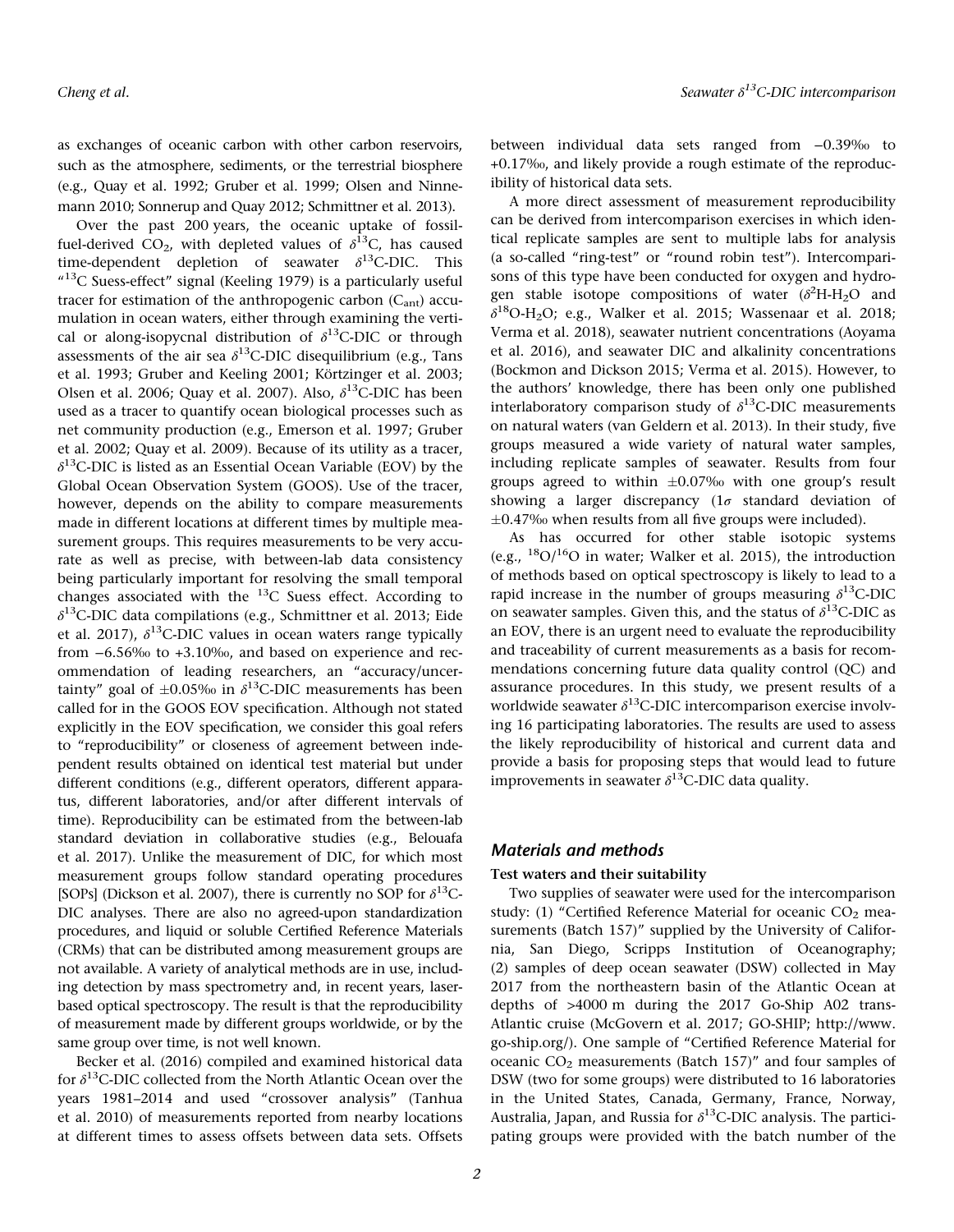as exchanges of oceanic carbon with other carbon reservoirs, such as the atmosphere, sediments, or the terrestrial biosphere (e.g., Quay et al. 1992; Gruber et al. 1999; Olsen and Ninnemann 2010; Sonnerup and Quay 2012; Schmittner et al. 2013).

Over the past 200 years, the oceanic uptake of fossil-fuel-derived $CO_2$, with depleted values of $\delta^{13}$C, has caused time-dependent depletion of seawater $\delta^{13}$C-DIC. This "$^{13}$C Suess-effect" signal (Keeling 1979) is a particularly useful tracer for estimation of the anthropogenic carbon ($C_{ant}$) accumulation in ocean waters, either through examining the vertical or along-isopycnal distribution of $\delta^{13}$C-DIC or through assessments of the air sea $\delta^{13}$C-DIC disequilibrium (e.g., Tans et al. 1993; Gruber and Keeling 2001; Körtzinger et al. 2003; Olsen et al. 2006; Quay et al. 2007). Also, $\delta^{13}$C-DIC has been used as a tracer to quantify ocean biological processes such as net community production (e.g., Emerson et al. 1997; Gruber et al. 2002; Quay et al. 2009). Because of its utility as a tracer, $\delta^{13}$C-DIC is listed as an Essential Ocean Variable (EOV) by the Global Ocean Observation System (GOOS). Use of the tracer, however, depends on the ability to compare measurements made in different locations at different times by multiple measurement groups. This requires measurements to be very accurate as well as precise, with between-lab data consistency being particularly important for resolving the small temporal changes associated with the $^{13}$C Suess effect. According to $\delta^{13}$C-DIC data compilations (e.g., Schmittner et al. 2013; Eide et al. 2017), $\delta^{13}$C-DIC values in ocean waters range typically from −6.56‰ to +3.10‰, and based on experience and recommendation of leading researchers, an "accuracy/uncertainty" goal of ±0.05‰ in $\delta^{13}$C-DIC measurements has been called for in the GOOS EOV specification. Although not stated explicitly in the EOV specification, we consider this goal refers to "reproducibility" or closeness of agreement between independent results obtained on identical test material but under different conditions (e.g., different operators, different apparatus, different laboratories, and/or after different intervals of time). Reproducibility can be estimated from the between-lab standard deviation in collaborative studies (e.g., Belouafa et al. 2017). Unlike the measurement of DIC, for which most measurement groups follow standard operating procedures [SOPs] (Dickson et al. 2007), there is currently no SOP for $\delta^{13}$C-DIC analyses. There are also no agreed-upon standardization procedures, and liquid or soluble Certified Reference Materials (CRMs) that can be distributed among measurement groups are not available. A variety of analytical methods are in use, including detection by mass spectrometry and, in recent years, laser-based optical spectroscopy. The result is that the reproducibility of measurement made by different groups worldwide, or by the same group over time, is not well known.

Becker et al. (2016) compiled and examined historical data for $\delta^{13}$C-DIC collected from the North Atlantic Ocean over the years 1981–2014 and used "crossover analysis" (Tanhua et al. 2010) of measurements reported from nearby locations at different times to assess offsets between data sets. Offsets between individual data sets ranged from −0.39‰ to +0.17‰, and likely provide a rough estimate of the reproducibility of historical data sets.

A more direct assessment of measurement reproducibility can be derived from intercomparison exercises in which identical replicate samples are sent to multiple labs for analysis (a so-called "ring-test" or "round robin test"). Intercomparisons of this type have been conducted for oxygen and hydrogen stable isotope compositions of water ($\delta^2$H-$H_2O$ and $\delta^{18}$O-$H_2O$; e.g., Walker et al. 2015; Wassenaar et al. 2018; Verma et al. 2018), seawater nutrient concentrations (Aoyama et al. 2016), and seawater DIC and alkalinity concentrations (Bockmon and Dickson 2015; Verma et al. 2015). However, to the authors' knowledge, there has been only one published interlaboratory comparison study of $\delta^{13}$C-DIC measurements on natural waters (van Geldern et al. 2013). In their study, five groups measured a wide variety of natural water samples, including replicate samples of seawater. Results from four groups agreed to within ±0.07‰ with one group's result showing a larger discrepancy (1$\sigma$ standard deviation of ±0.47‰ when results from all five groups were included).

As has occurred for other stable isotopic systems (e.g., $^{18}$O/$^{16}$O in water; Walker et al. 2015), the introduction of methods based on optical spectroscopy is likely to lead to a rapid increase in the number of groups measuring $\delta^{13}$C-DIC on seawater samples. Given this, and the status of $\delta^{13}$C-DIC as an EOV, there is an urgent need to evaluate the reproducibility and traceability of current measurements as a basis for recommendations concerning future data quality control (QC) and assurance procedures. In this study, we present results of a worldwide seawater $\delta^{13}$C-DIC intercomparison exercise involving 16 participating laboratories. The results are used to assess the likely reproducibility of historical and current data and provide a basis for proposing steps that would lead to future improvements in seawater $\delta^{13}$C-DIC data quality.

## Materials and methods

### Test waters and their suitability

Two supplies of seawater were used for the intercomparison study: (1) "Certified Reference Material for oceanic $CO_2$ measurements (Batch 157)" supplied by the University of California, San Diego, Scripps Institution of Oceanography; (2) samples of deep ocean seawater (DSW) collected in May 2017 from the northeastern basin of the Atlantic Ocean at depths of >4000 m during the 2017 Go-Ship A02 trans-Atlantic cruise (McGovern et al. 2017; GO-SHIP; http://www.go-ship.org/). One sample of "Certified Reference Material for oceanic $CO_2$ measurements (Batch 157)" and four samples of DSW (two for some groups) were distributed to 16 laboratories in the United States, Canada, Germany, France, Norway, Australia, Japan, and Russia for $\delta^{13}$C-DIC analysis. The participating groups were provided with the batch number of the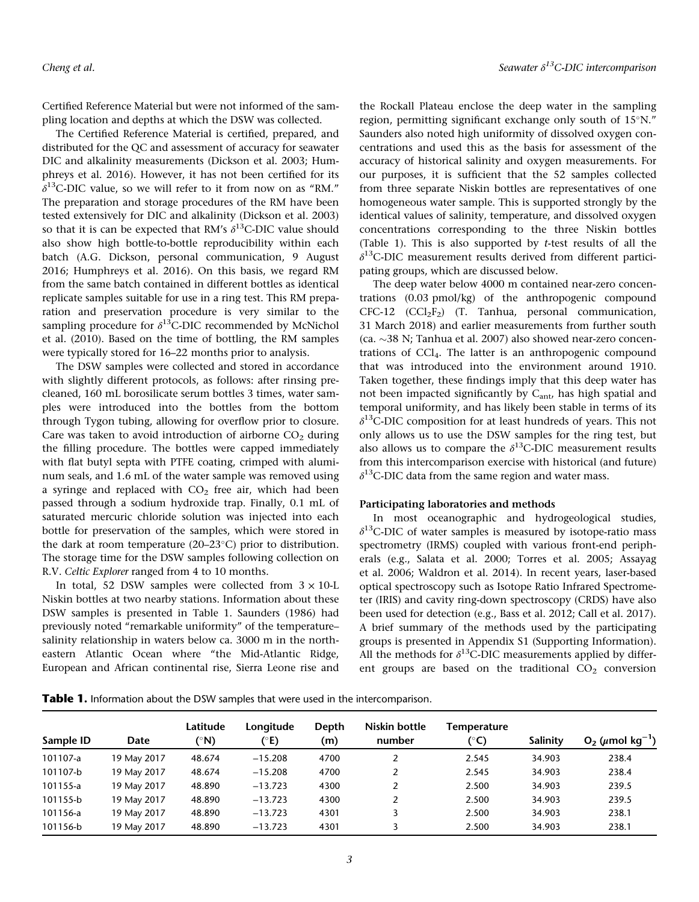Certified Reference Material but were not informed of the sampling location and depths at which the DSW was collected.

The Certified Reference Material is certified, prepared, and distributed for the QC and assessment of accuracy for seawater DIC and alkalinity measurements (Dickson et al. 2003; Humphreys et al. 2016). However, it has not been certified for its $\delta^{13}$C-DIC value, so we will refer to it from now on as "RM." The preparation and storage procedures of the RM have been tested extensively for DIC and alkalinity (Dickson et al. 2003) so that it is can be expected that RM's $\delta^{13}$C-DIC value should also show high bottle-to-bottle reproducibility within each batch (A.G. Dickson, personal communication, 9 August 2016; Humphreys et al. 2016). On this basis, we regard RM from the same batch contained in different bottles as identical replicate samples suitable for use in a ring test. This RM preparation and preservation procedure is very similar to the sampling procedure for $\delta^{13}$C-DIC recommended by McNichol et al. (2010). Based on the time of bottling, the RM samples were typically stored for 16–22 months prior to analysis.

The DSW samples were collected and stored in accordance with slightly different protocols, as follows: after rinsing precleaned, 160 mL borosilicate serum bottles 3 times, water samples were introduced into the bottles from the bottom through Tygon tubing, allowing for overflow prior to closure. Care was taken to avoid introduction of airborne $CO_2$ during the filling procedure. The bottles were capped immediately with flat butyl septa with PTFE coating, crimped with aluminum seals, and 1.6 mL of the water sample was removed using a syringe and replaced with $CO_2$ free air, which had been passed through a sodium hydroxide trap. Finally, 0.1 mL of saturated mercuric chloride solution was injected into each bottle for preservation of the samples, which were stored in the dark at room temperature (20–23°C) prior to distribution. The storage time for the DSW samples following collection on R.V. *Celtic Explorer* ranged from 4 to 10 months.

In total, 52 DSW samples were collected from $3 \times 10$-L Niskin bottles at two nearby stations. Information about these DSW samples is presented in Table 1. Saunders (1986) had previously noted "remarkable uniformity" of the temperature–salinity relationship in waters below ca. 3000 m in the northeastern Atlantic Ocean where "the Mid-Atlantic Ridge, European and African continental rise, Sierra Leone rise and the Rockall Plateau enclose the deep water in the sampling region, permitting significant exchange only south of 15°N." Saunders also noted high uniformity of dissolved oxygen concentrations and used this as the basis for assessment of the accuracy of historical salinity and oxygen measurements. For our purposes, it is sufficient that the 52 samples collected from three separate Niskin bottles are representatives of one homogeneous water sample. This is supported strongly by the identical values of salinity, temperature, and dissolved oxygen concentrations corresponding to the three Niskin bottles (Table 1). This is also supported by *t*-test results of all the $\delta^{13}$C-DIC measurement results derived from different participating groups, which are discussed below.

The deep water below 4000 m contained near-zero concentrations (0.03 pmol/kg) of the anthropogenic compound CFC-12 ($CCl_2F_2$) (T. Tanhua, personal communication, 31 March 2018) and earlier measurements from further south (ca. ~38 N; Tanhua et al. 2007) also showed near-zero concentrations of $CCl_4$. The latter is an anthropogenic compound that was introduced into the environment around 1910. Taken together, these findings imply that this deep water has not been impacted significantly by $C_{ant}$, has high spatial and temporal uniformity, and has likely been stable in terms of its $\delta^{13}$C-DIC composition for at least hundreds of years. This not only allows us to use the DSW samples for the ring test, but also allows us to compare the $\delta^{13}$C-DIC measurement results from this intercomparison exercise with historical (and future) $\delta^{13}$C-DIC data from the same region and water mass.

### Participating laboratories and methods

In most oceanographic and hydrogeological studies, $\delta^{13}$C-DIC of water samples is measured by isotope-ratio mass spectrometry (IRMS) coupled with various front-end peripherals (e.g., Salata et al. 2000; Torres et al. 2005; Assayag et al. 2006; Waldron et al. 2014). In recent years, laser-based optical spectroscopy such as Isotope Ratio Infrared Spectrometer (IRIS) and cavity ring-down spectroscopy (CRDS) have also been used for detection (e.g., Bass et al. 2012; Call et al. 2017). A brief summary of the methods used by the participating groups is presented in Appendix S1 (Supporting Information). All the methods for $\delta^{13}$C-DIC measurements applied by different groups are based on the traditional $CO_2$ conversion

**Table 1.** Information about the DSW samples that were used in the intercomparison.

| Sample ID | Date | Latitude (°N) | Longitude (°E) | Depth (m) | Niskin bottle number | Temperature (°C) | Salinity | $O_2$ ($\mu$mol kg$^{-1}$) |
|---|---|---|---|---|---|---|---|---|
| 101107-a | 19 May 2017 | 48.674 | −15.208 | 4700 | 2 | 2.545 | 34.903 | 238.4 |
| 101107-b | 19 May 2017 | 48.674 | −15.208 | 4700 | 2 | 2.545 | 34.903 | 238.4 |
| 101155-a | 19 May 2017 | 48.890 | −13.723 | 4300 | 2 | 2.500 | 34.903 | 239.5 |
| 101155-b | 19 May 2017 | 48.890 | −13.723 | 4300 | 2 | 2.500 | 34.903 | 239.5 |
| 101156-a | 19 May 2017 | 48.890 | −13.723 | 4301 | 3 | 2.500 | 34.903 | 238.1 |
| 101156-b | 19 May 2017 | 48.890 | −13.723 | 4301 | 3 | 2.500 | 34.903 | 238.1 |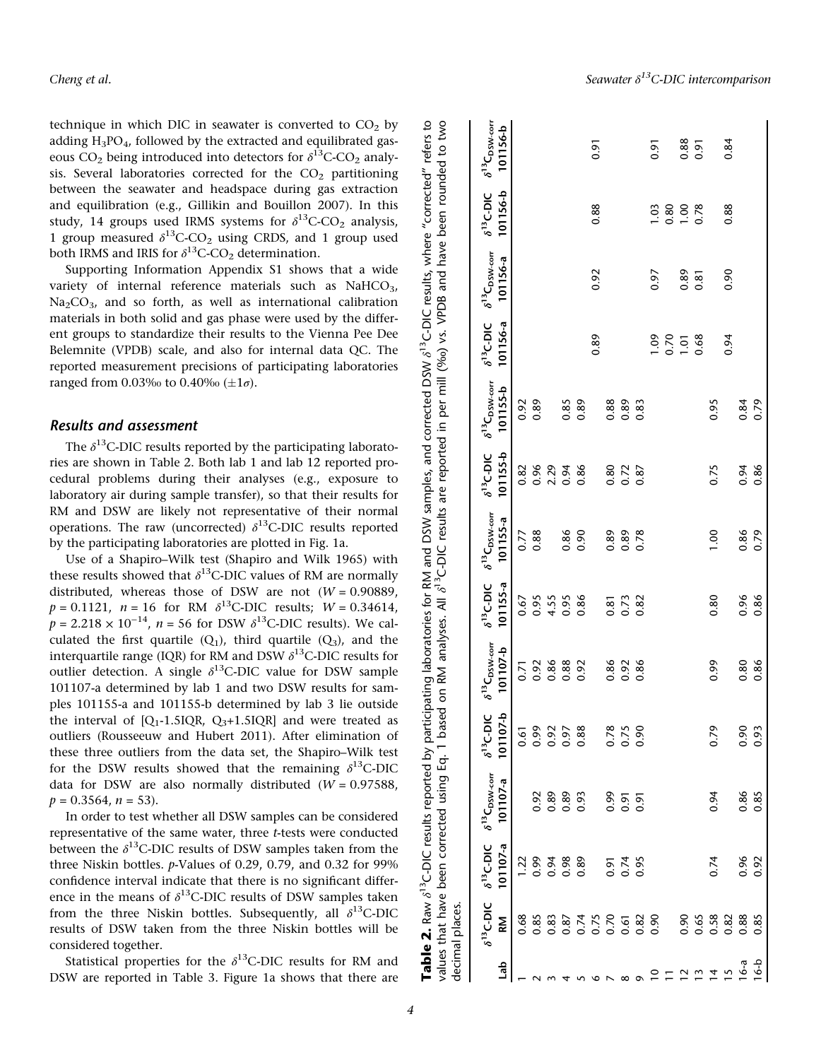technique in which DIC in seawater is converted to $CO_2$ by adding $H_3PO_4$, followed by the extracted and equilibrated gaseous $CO_2$ being introduced into detectors for $\delta^{13}$C-$CO_2$ analysis. Several laboratories corrected for the $CO_2$ partitioning between the seawater and headspace during gas extraction and equilibration (e.g., Gillikin and Bouillon 2007). In this study, 14 groups used IRMS systems for $\delta^{13}$C-$CO_2$ analysis, 1 group measured $\delta^{13}$C-$CO_2$ using CRDS, and 1 group used both IRMS and IRIS for $\delta^{13}$C-$CO_2$ determination.

Supporting Information Appendix S1 shows that a wide variety of internal reference materials such as $NaHCO_3$, $Na_2CO_3$, and so forth, as well as international calibration materials in both solid and gas phase were used by the different groups to standardize their results to the Vienna Pee Dee Belemnite (VPDB) scale, and also for internal data QC. The reported measurement precisions of participating laboratories ranged from 0.03‰ to 0.40‰ ($\pm 1\sigma$).

## Results and assessment

The $\delta^{13}$C-DIC results reported by the participating laboratories are shown in Table 2. Both lab 1 and lab 12 reported procedural problems during their analyses (e.g., exposure to laboratory air during sample transfer), so that their results for RM and DSW are likely not representative of their normal operations. The raw (uncorrected) $\delta^{13}$C-DIC results reported by the participating laboratories are plotted in Fig. 1a.

Use of a Shapiro–Wilk test (Shapiro and Wilk 1965) with these results showed that $\delta^{13}$C-DIC values of RM are normally distributed, whereas those of DSW are not ($W = 0.90889$, $p = 0.1121$, $n = 16$ for RM $\delta^{13}$C-DIC results; $W = 0.34614$, $p = 2.218 \times 10^{-14}$, $n = 56$ for DSW $\delta^{13}$C-DIC results). We calculated the first quartile ($Q_1$), third quartile ($Q_3$), and the interquartile range (IQR) for RM and DSW $\delta^{13}$C-DIC results for outlier detection. A single $\delta^{13}$C-DIC value for DSW sample 101107-a determined by lab 1 and two DSW results for samples 101155-a and 101155-b determined by lab 3 lie outside the interval of [$Q_1$-1.5IQR, $Q_3$+1.5IQR] and were treated as outliers (Rousseeuw and Hubert 2011). After elimination of these three outliers from the data set, the Shapiro–Wilk test for the DSW results showed that the remaining $\delta^{13}$C-DIC data for DSW are also normally distributed ($W = 0.97588$, $p = 0.3564$, $n = 53$).

In order to test whether all DSW samples can be considered representative of the same water, three *t*-tests were conducted between the $\delta^{13}$C-DIC results of DSW samples taken from the three Niskin bottles. *p*-Values of 0.29, 0.79, and 0.32 for 99% confidence interval indicate that there is no significant difference in the means of $\delta^{13}$C-DIC results of DSW samples taken from the three Niskin bottles. Subsequently, all $\delta^{13}$C-DIC results of DSW taken from the three Niskin bottles will be considered together.

Statistical properties for the $\delta^{13}$C-DIC results for RM and DSW are reported in Table 3. Figure 1a shows that there are

**Table 2.** Raw $\delta^{13}$C-DIC results reported by participating laboratories for RM and DSW samples, and corrected DSW $\delta^{13}$C-DIC results, where "corrected" refers to values that have been corrected using Eq. 1 based on RM analyses. All $\delta^{13}$C-DIC results are reported in per mill (‰) vs. VPDB and have been rounded to two decimal places.

| Lab | $\delta^{13}$C-DIC RM | $\delta^{13}$C-DIC 101107-a | $\delta^{13}C_{DSW\text{-}corr}$ 101107-a | $\delta^{13}$C-DIC 101107-b | $\delta^{13}C_{DSW\text{-}corr}$ 101107-b | $\delta^{13}$C-DIC 101155-a | $\delta^{13}C_{DSW\text{-}corr}$ 101155-a | $\delta^{13}$C-DIC 101155-b | $\delta^{13}C_{DSW\text{-}corr}$ 101155-b | $\delta^{13}$C-DIC 101156-a | $\delta^{13}C_{DSW\text{-}corr}$ 101156-a | $\delta^{13}$C-DIC 101156-b | $\delta^{13}C_{DSW\text{-}corr}$ 101156-b |
|---|---|---|---|---|---|---|---|---|---|---|---|---|---|
| 1 | 0.68 | 1.22 | | 0.61 | 0.71 | 0.67 | 0.77 | 0.82 | 0.92 | | | | |
| 2 | 0.85 | 0.99 | 0.92 | 0.99 | 0.92 | 0.95 | 0.88 | 0.96 | 0.89 | | | | |
| 3 | 0.83 | 0.94 | 0.89 | 0.92 | 0.86 | 4.55 | | 2.29 | | | | | |
| 4 | 0.87 | 0.98 | 0.89 | 0.97 | 0.88 | 0.95 | 0.86 | 0.94 | 0.85 | | | | |
| 5 | 0.74 | 0.89 | 0.93 | 0.88 | 0.92 | 0.86 | 0.90 | 0.86 | 0.89 | | | | |
| 6 | 0.75 | | | | | | | | | 0.89 | 0.92 | 0.88 | 0.91 |
| 7 | 0.70 | 0.91 | 0.99 | 0.78 | 0.86 | 0.81 | 0.89 | 0.80 | 0.88 | | | | |
| 8 | 0.61 | 0.74 | 0.91 | 0.75 | 0.92 | 0.73 | 0.89 | 0.72 | 0.89 | | | | |
| 9 | 0.82 | 0.95 | 0.91 | 0.90 | 0.86 | 0.82 | 0.78 | 0.87 | 0.83 | | | | |
| 10 | 0.90 | | | | | | | | | 1.09 | 0.97 | 1.03 | 0.91 |
| 11 | | | | | | | | | | 0.70 | | 0.80 | |
| 12 | 0.90 | | | | | | | | | 1.01 | 0.89 | 1.00 | 0.88 |
| 13 | 0.65 | | | | | | | | | 0.68 | 0.81 | 0.78 | 0.91 |
| 14 | 0.58 | 0.74 | 0.94 | 0.79 | 0.99 | 0.80 | 1.00 | 0.75 | 0.95 | | | | |
| 15 | 0.82 | | | | | | | | | 0.94 | 0.90 | 0.88 | 0.84 |
| 16-a | 0.88 | 0.96 | 0.86 | 0.90 | 0.80 | 0.96 | 0.86 | 0.94 | 0.84 | | | | |
| 16-b | 0.85 | 0.92 | 0.85 | 0.93 | 0.86 | 0.86 | 0.79 | 0.86 | 0.79 | | | | |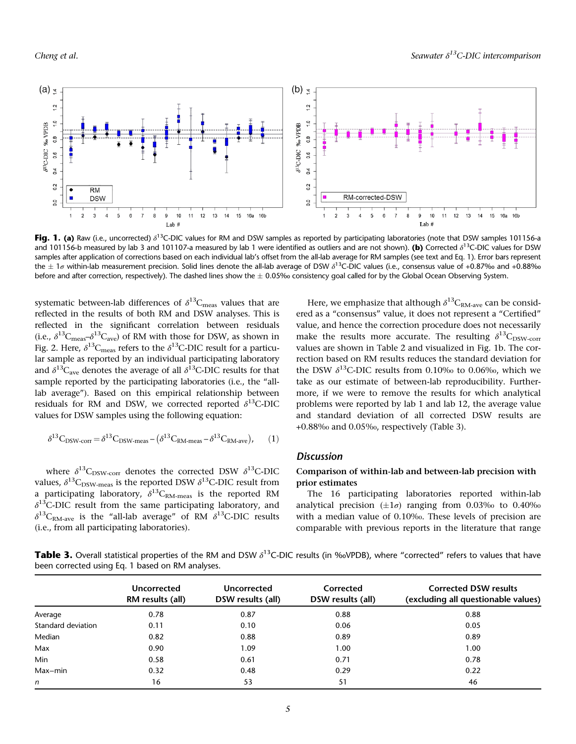**Fig. 1. (a)** Raw (i.e., uncorrected) $\delta^{13}$C-DIC values for RM and DSW samples as reported by participating laboratories (note that DSW samples 101156-a and 101156-b measured by lab 3 and 101107-a measured by lab 1 were identified as outliers and are not shown). **(b)** Corrected $\delta^{13}$C-DIC values for DSW samples after application of corrections based on each individual lab's offset from the all-lab average for RM samples (see text and Eq. 1). Error bars represent the $\pm 1\sigma$ within-lab measurement precision. Solid lines denote the all-lab average of DSW $\delta^{13}$C-DIC values (i.e., consensus value of +0.87‰ and +0.88‰ before and after correction, respectively). The dashed lines show the $\pm$ 0.05‰ consistency goal called for by the Global Ocean Observing System.

systematic between-lab differences of $\delta^{13}C_{meas}$ values that are reflected in the results of both RM and DSW analyses. This is reflected in the significant correlation between residuals (i.e., $\delta^{13}C_{meas}$–$\delta^{13}C_{ave}$) of RM with those for DSW, as shown in Fig. 2. Here, $\delta^{13}C_{meas}$ refers to the $\delta^{13}$C-DIC result for a particular sample as reported by an individual participating laboratory and $\delta^{13}C_{ave}$ denotes the average of all $\delta^{13}$C-DIC results for that sample reported by the participating laboratories (i.e., the "all-lab average"). Based on this empirical relationship between residuals for RM and DSW, we corrected reported $\delta^{13}$C-DIC values for DSW samples using the following equation:

$$\delta^{13}C_{DSW\text{-}corr} = \delta^{13}C_{DSW\text{-}meas} - \left(\delta^{13}C_{RM\text{-}meas} - \delta^{13}C_{RM\text{-}ave}\right), \qquad (1)$$

where $\delta^{13}C_{DSW\text{-}corr}$ denotes the corrected DSW $\delta^{13}$C-DIC values, $\delta^{13}C_{DSW\text{-}meas}$ is the reported DSW $\delta^{13}$C-DIC result from a participating laboratory, $\delta^{13}C_{RM\text{-}meas}$ is the reported RM $\delta^{13}$C-DIC result from the same participating laboratory, and $\delta^{13}C_{RM\text{-}ave}$ is the "all-lab average" of RM $\delta^{13}$C-DIC results (i.e., from all participating laboratories).

Here, we emphasize that although $\delta^{13}C_{RM\text{-}ave}$ can be considered as a "consensus" value, it does not represent a "Certified" value, and hence the correction procedure does not necessarily make the results more accurate. The resulting $\delta^{13}C_{DSW\text{-}corr}$ values are shown in Table 2 and visualized in Fig. 1b. The correction based on RM results reduces the standard deviation for the DSW $\delta^{13}$C-DIC results from 0.10‰ to 0.06‰, which we take as our estimate of between-lab reproducibility. Furthermore, if we were to remove the results for which analytical problems were reported by lab 1 and lab 12, the average value and standard deviation of all corrected DSW results are +0.88‰ and 0.05‰, respectively (Table 3).

## Discussion

### Comparison of within-lab and between-lab precision with prior estimates

The 16 participating laboratories reported within-lab analytical precision ($\pm 1\sigma$) ranging from 0.03‰ to 0.40‰ with a median value of 0.10‰. These levels of precision are comparable with previous reports in the literature that range

**Table 3.** Overall statistical properties of the RM and DSW $\delta^{13}$C-DIC results (in ‰VPDB), where "corrected" refers to values that have been corrected using Eq. 1 based on RM analyses.

| | Uncorrected RM results (all) | Uncorrected DSW results (all) | Corrected DSW results (all) | Corrected DSW results (excluding all questionable values) |
|---|---|---|---|---|
| Average | 0.78 | 0.87 | 0.88 | 0.88 |
| Standard deviation | 0.11 | 0.10 | 0.06 | 0.05 |
| Median | 0.82 | 0.88 | 0.89 | 0.89 |
| Max | 0.90 | 1.09 | 1.00 | 1.00 |
| Min | 0.58 | 0.61 | 0.71 | 0.78 |
| Max–min | 0.32 | 0.48 | 0.29 | 0.22 |
| *n* | 16 | 53 | 51 | 46 |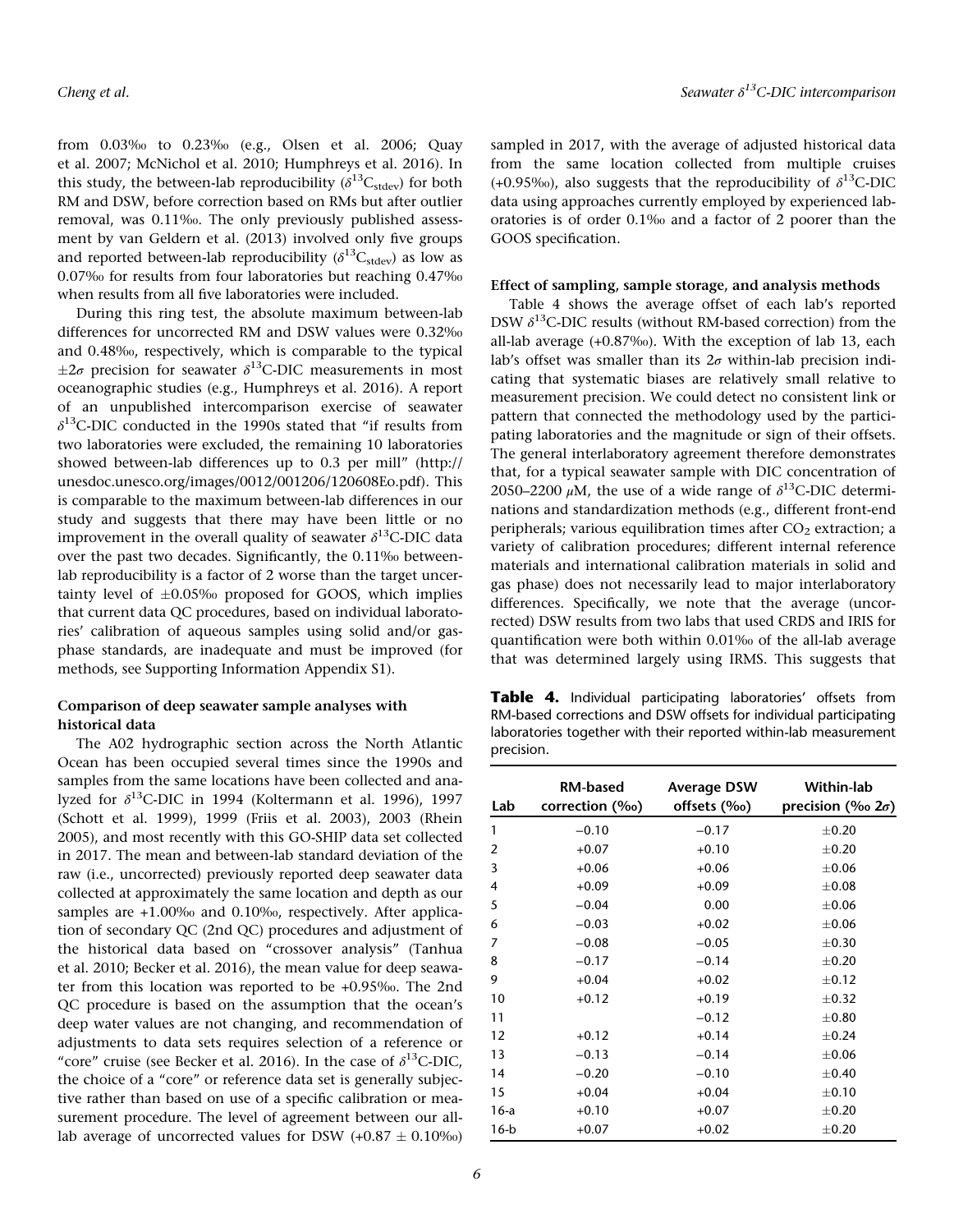from 0.03‰ to 0.23‰ (e.g., Olsen et al. 2006; Quay et al. 2007; McNichol et al. 2010; Humphreys et al. 2016). In this study, the between-lab reproducibility ($\delta^{13}C_{stdev}$) for both RM and DSW, before correction based on RMs but after outlier removal, was 0.11‰. The only previously published assessment by van Geldern et al. (2013) involved only five groups and reported between-lab reproducibility ($\delta^{13}C_{stdev}$) as low as 0.07‰ for results from four laboratories but reaching 0.47‰ when results from all five laboratories were included.

During this ring test, the absolute maximum between-lab differences for uncorrected RM and DSW values were 0.32‰ and 0.48‰, respectively, which is comparable to the typical $\pm 2\sigma$ precision for seawater $\delta^{13}$C-DIC measurements in most oceanographic studies (e.g., Humphreys et al. 2016). A report of an unpublished intercomparison exercise of seawater $\delta^{13}$C-DIC conducted in the 1990s stated that "if results from two laboratories were excluded, the remaining 10 laboratories showed between-lab differences up to 0.3 per mill" (http://unesdoc.unesco.org/images/0012/001206/120608Eo.pdf). This is comparable to the maximum between-lab differences in our study and suggests that there may have been little or no improvement in the overall quality of seawater $\delta^{13}$C-DIC data over the past two decades. Significantly, the 0.11‰ between-lab reproducibility is a factor of 2 worse than the target uncertainty level of $\pm 0.05$‰ proposed for GOOS, which implies that current data QC procedures, based on individual laboratories' calibration of aqueous samples using solid and/or gas-phase standards, are inadequate and must be improved (for methods, see Supporting Information Appendix S1).

**Comparison of deep seawater sample analyses with historical data**

The A02 hydrographic section across the North Atlantic Ocean has been occupied several times since the 1990s and samples from the same locations have been collected and analyzed for $\delta^{13}$C-DIC in 1994 (Koltermann et al. 1996), 1997 (Schott et al. 1999), 1999 (Friis et al. 2003), 2003 (Rhein 2005), and most recently with this GO-SHIP data set collected in 2017. The mean and between-lab standard deviation of the raw (i.e., uncorrected) previously reported deep seawater data collected at approximately the same location and depth as our samples are +1.00‰ and 0.10‰, respectively. After application of secondary QC (2nd QC) procedures and adjustment of the historical data based on "crossover analysis" (Tanhua et al. 2010; Becker et al. 2016), the mean value for deep seawater from this location was reported to be +0.95‰. The 2nd QC procedure is based on the assumption that the ocean's deep water values are not changing, and recommendation of adjustments to data sets requires selection of a reference or "core" cruise (see Becker et al. 2016). In the case of $\delta^{13}$C-DIC, the choice of a "core" or reference data set is generally subjective rather than based on use of a specific calibration or measurement procedure. The level of agreement between our all-lab average of uncorrected values for DSW (+0.87 ± 0.10‰) sampled in 2017, with the average of adjusted historical data from the same location collected from multiple cruises (+0.95‰), also suggests that the reproducibility of $\delta^{13}$C-DIC data using approaches currently employed by experienced laboratories is of order 0.1‰ and a factor of 2 poorer than the GOOS specification.

**Effect of sampling, sample storage, and analysis methods**

Table 4 shows the average offset of each lab's reported DSW $\delta^{13}$C-DIC results (without RM-based correction) from the all-lab average (+0.87‰). With the exception of lab 13, each lab's offset was smaller than its $2\sigma$ within-lab precision indicating that systematic biases are relatively small relative to measurement precision. We could detect no consistent link or pattern that connected the methodology used by the participating laboratories and the magnitude or sign of their offsets. The general interlaboratory agreement therefore demonstrates that, for a typical seawater sample with DIC concentration of 2050–2200 $\mu$M, the use of a wide range of $\delta^{13}$C-DIC determinations and standardization methods (e.g., different front-end peripherals; various equilibration times after $CO_2$ extraction; a variety of calibration procedures; different internal reference materials and international calibration materials in solid and gas phase) does not necessarily lead to major interlaboratory differences. Specifically, we note that the average (uncorrected) DSW results from two labs that used CRDS and IRIS for quantification were both within 0.01‰ of the all-lab average that was determined largely using IRMS. This suggests that

**Table 4.** Individual participating laboratories' offsets from RM-based corrections and DSW offsets for individual participating laboratories together with their reported within-lab measurement precision.

| Lab | RM-based correction (‰) | Average DSW offsets (‰) | Within-lab precision (‰ $2\sigma$) |
|---|---|---|---|
| 1 | −0.10 | −0.17 | ±0.20 |
| 2 | +0.07 | +0.10 | ±0.20 |
| 3 | +0.06 | +0.06 | ±0.06 |
| 4 | +0.09 | +0.09 | ±0.08 |
| 5 | −0.04 | 0.00 | ±0.06 |
| 6 | −0.03 | +0.02 | ±0.06 |
| 7 | −0.08 | −0.05 | ±0.30 |
| 8 | −0.17 | −0.14 | ±0.20 |
| 9 | +0.04 | +0.02 | ±0.12 |
| 10 | +0.12 | +0.19 | ±0.32 |
| 11 | | −0.12 | ±0.80 |
| 12 | +0.12 | +0.14 | ±0.24 |
| 13 | −0.13 | −0.14 | ±0.06 |
| 14 | −0.20 | −0.10 | ±0.40 |
| 15 | +0.04 | +0.04 | ±0.10 |
| 16-a | +0.10 | +0.07 | ±0.20 |
| 16-b | +0.07 | +0.02 | ±0.20 |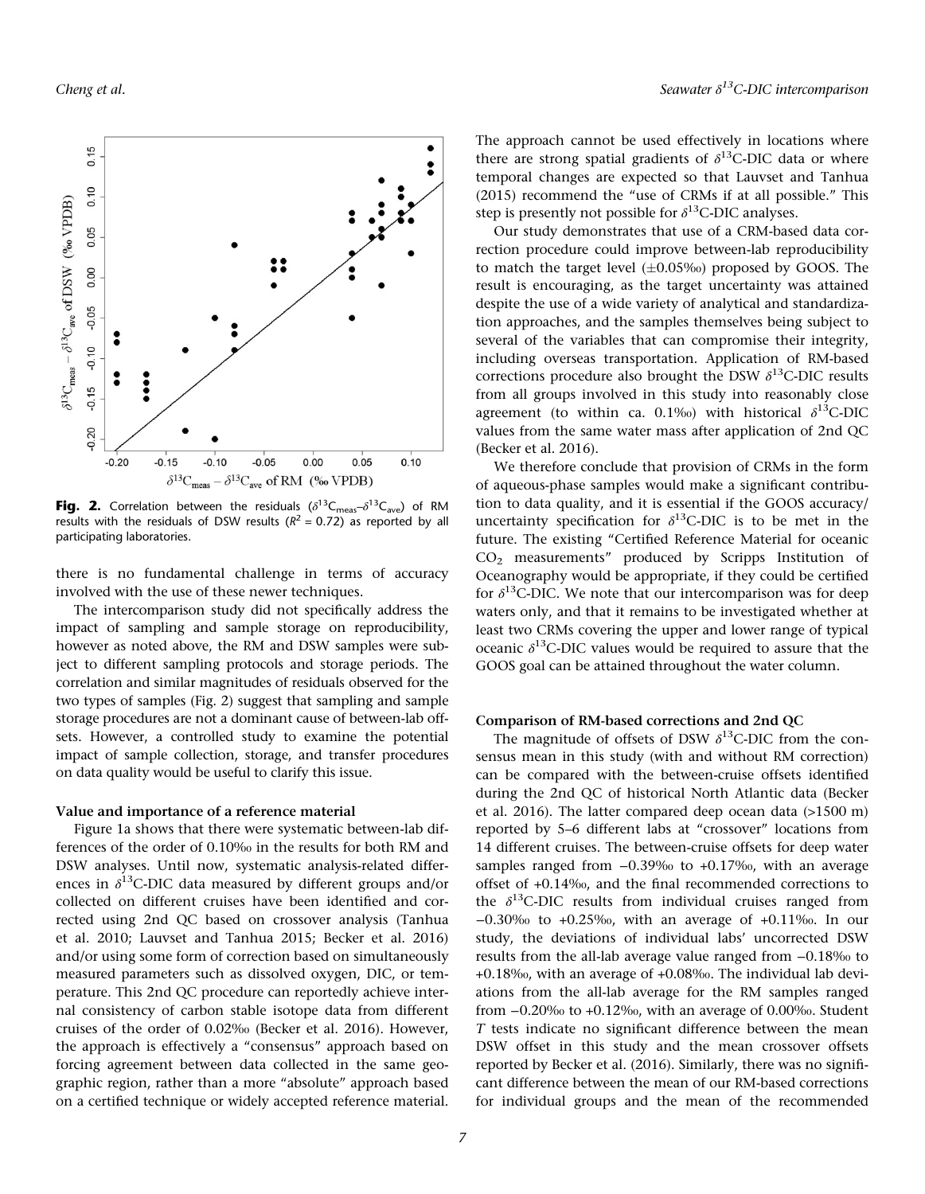**Fig. 2.** Correlation between the residuals ($\delta^{13}C_{meas}$–$\delta^{13}C_{ave}$) of RM results with the residuals of DSW results ($R^2 = 0.72$) as reported by all participating laboratories.

there is no fundamental challenge in terms of accuracy involved with the use of these newer techniques.

The intercomparison study did not specifically address the impact of sampling and sample storage on reproducibility, however as noted above, the RM and DSW samples were subject to different sampling protocols and storage periods. The correlation and similar magnitudes of residuals observed for the two types of samples (Fig. 2) suggest that sampling and sample storage procedures are not a dominant cause of between-lab offsets. However, a controlled study to examine the potential impact of sample collection, storage, and transfer procedures on data quality would be useful to clarify this issue.

#### Value and importance of a reference material

Figure 1a shows that there were systematic between-lab differences of the order of 0.10‰ in the results for both RM and DSW analyses. Until now, systematic analysis-related differences in $\delta^{13}$C-DIC data measured by different groups and/or collected on different cruises have been identified and corrected using 2nd QC based on crossover analysis (Tanhua et al. 2010; Lauvset and Tanhua 2015; Becker et al. 2016) and/or using some form of correction based on simultaneously measured parameters such as dissolved oxygen, DIC, or temperature. This 2nd QC procedure can reportedly achieve internal consistency of carbon stable isotope data from different cruises of the order of 0.02‰ (Becker et al. 2016). However, the approach is effectively a "consensus" approach based on forcing agreement between data collected in the same geographic region, rather than a more "absolute" approach based on a certified technique or widely accepted reference material. The approach cannot be used effectively in locations where there are strong spatial gradients of $\delta^{13}$C-DIC data or where temporal changes are expected so that Lauvset and Tanhua (2015) recommend the "use of CRMs if at all possible." This step is presently not possible for $\delta^{13}$C-DIC analyses.

Our study demonstrates that use of a CRM-based data correction procedure could improve between-lab reproducibility to match the target level (±0.05‰) proposed by GOOS. The result is encouraging, as the target uncertainty was attained despite the use of a wide variety of analytical and standardization approaches, and the samples themselves being subject to several of the variables that can compromise their integrity, including overseas transportation. Application of RM-based corrections procedure also brought the DSW $\delta^{13}$C-DIC results from all groups involved in this study into reasonably close agreement (to within ca. 0.1‰) with historical $\delta^{13}$C-DIC values from the same water mass after application of 2nd QC (Becker et al. 2016).

We therefore conclude that provision of CRMs in the form of aqueous-phase samples would make a significant contribution to data quality, and it is essential if the GOOS accuracy/uncertainty specification for $\delta^{13}$C-DIC is to be met in the future. The existing "Certified Reference Material for oceanic $CO_2$ measurements" produced by Scripps Institution of Oceanography would be appropriate, if they could be certified for $\delta^{13}$C-DIC. We note that our intercomparison was for deep waters only, and that it remains to be investigated whether at least two CRMs covering the upper and lower range of typical oceanic $\delta^{13}$C-DIC values would be required to assure that the GOOS goal can be attained throughout the water column.

#### Comparison of RM-based corrections and 2nd QC

The magnitude of offsets of DSW $\delta^{13}$C-DIC from the consensus mean in this study (with and without RM correction) can be compared with the between-cruise offsets identified during the 2nd QC of historical North Atlantic data (Becker et al. 2016). The latter compared deep ocean data (>1500 m) reported by 5–6 different labs at "crossover" locations from 14 different cruises. The between-cruise offsets for deep water samples ranged from −0.39‰ to +0.17‰, with an average offset of +0.14‰, and the final recommended corrections to the $\delta^{13}$C-DIC results from individual cruises ranged from −0.30‰ to +0.25‰, with an average of +0.11‰. In our study, the deviations of individual labs' uncorrected DSW results from the all-lab average value ranged from −0.18‰ to +0.18‰, with an average of +0.08‰. The individual lab deviations from the all-lab average for the RM samples ranged from −0.20‰ to +0.12‰, with an average of 0.00‰. Student *T* tests indicate no significant difference between the mean DSW offset in this study and the mean crossover offsets reported by Becker et al. (2016). Similarly, there was no significant difference between the mean of our RM-based corrections for individual groups and the mean of the recommended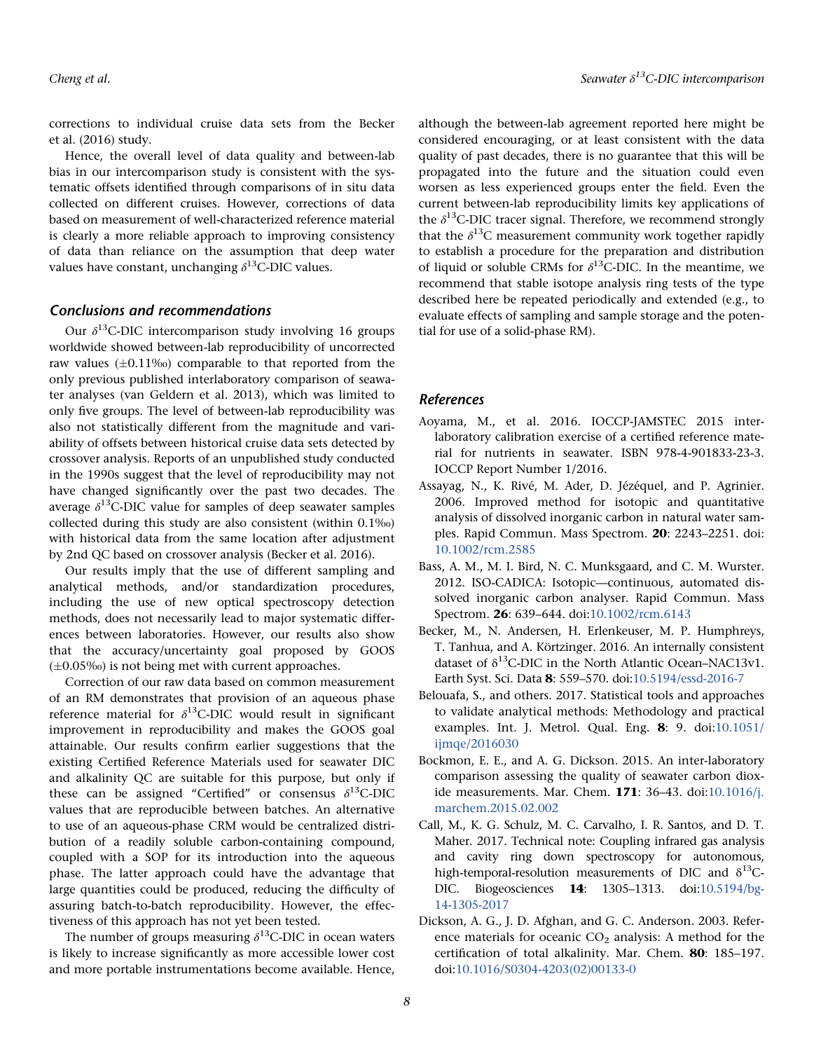corrections to individual cruise data sets from the Becker et al. (2016) study.

Hence, the overall level of data quality and between-lab bias in our intercomparison study is consistent with the systematic offsets identified through comparisons of in situ data collected on different cruises. However, corrections of data based on measurement of well-characterized reference material is clearly a more reliable approach to improving consistency of data than reliance on the assumption that deep water values have constant, unchanging $\delta^{13}$C-DIC values.

## Conclusions and recommendations

Our $\delta^{13}$C-DIC intercomparison study involving 16 groups worldwide showed between-lab reproducibility of uncorrected raw values (±0.11‰) comparable to that reported from the only previous published interlaboratory comparison of seawater analyses (van Geldern et al. 2013), which was limited to only five groups. The level of between-lab reproducibility was also not statistically different from the magnitude and variability of offsets between historical cruise data sets detected by crossover analysis. Reports of an unpublished study conducted in the 1990s suggest that the level of reproducibility may not have changed significantly over the past two decades. The average $\delta^{13}$C-DIC value for samples of deep seawater samples collected during this study are also consistent (within 0.1‰) with historical data from the same location after adjustment by 2nd QC based on crossover analysis (Becker et al. 2016).

Our results imply that the use of different sampling and analytical methods, and/or standardization procedures, including the use of new optical spectroscopy detection methods, does not necessarily lead to major systematic differences between laboratories. However, our results also show that the accuracy/uncertainty goal proposed by GOOS (±0.05‰) is not being met with current approaches.

Correction of our raw data based on common measurement of an RM demonstrates that provision of an aqueous phase reference material for $\delta^{13}$C-DIC would result in significant improvement in reproducibility and makes the GOOS goal attainable. Our results confirm earlier suggestions that the existing Certified Reference Materials used for seawater DIC and alkalinity QC are suitable for this purpose, but only if these can be assigned "Certified" or consensus $\delta^{13}$C-DIC values that are reproducible between batches. An alternative to use of an aqueous-phase CRM would be centralized distribution of a readily soluble carbon-containing compound, coupled with a SOP for its introduction into the aqueous phase. The latter approach could have the advantage that large quantities could be produced, reducing the difficulty of assuring batch-to-batch reproducibility. However, the effectiveness of this approach has not yet been tested.

The number of groups measuring $\delta^{13}$C-DIC in ocean waters is likely to increase significantly as more accessible lower cost and more portable instrumentations become available. Hence, although the between-lab agreement reported here might be considered encouraging, or at least consistent with the data quality of past decades, there is no guarantee that this will be propagated into the future and the situation could even worsen as less experienced groups enter the field. Even the current between-lab reproducibility limits key applications of the $\delta^{13}$C-DIC tracer signal. Therefore, we recommend strongly that the $\delta^{13}$C measurement community work together rapidly to establish a procedure for the preparation and distribution of liquid or soluble CRMs for $\delta^{13}$C-DIC. In the meantime, we recommend that stable isotope analysis ring tests of the type described here be repeated periodically and extended (e.g., to evaluate effects of sampling and sample storage and the potential for use of a solid-phase RM).

## References

Aoyama, M., et al. 2016. IOCCP-JAMSTEC 2015 inter-laboratory calibration exercise of a certified reference material for nutrients in seawater. ISBN 978-4-901833-23-3. IOCCP Report Number 1/2016.

Assayag, N., K. Rivé, M. Ader, D. Jézéquel, and P. Agrinier. 2006. Improved method for isotopic and quantitative analysis of dissolved inorganic carbon in natural water samples. Rapid Commun. Mass Spectrom. **20**: 2243–2251. doi: 10.1002/rcm.2585

Bass, A. M., M. I. Bird, N. C. Munksgaard, and C. M. Wurster. 2012. ISO-CADICA: Isotopic—continuous, automated dissolved inorganic carbon analyser. Rapid Commun. Mass Spectrom. **26**: 639–644. doi:10.1002/rcm.6143

Becker, M., N. Andersen, H. Erlenkeuser, M. P. Humphreys, T. Tanhua, and A. Körtzinger. 2016. An internally consistent dataset of $\delta^{13}$C-DIC in the North Atlantic Ocean–NAC13v1. Earth Syst. Sci. Data **8**: 559–570. doi:10.5194/essd-2016-7

Belouafa, S., and others. 2017. Statistical tools and approaches to validate analytical methods: Methodology and practical examples. Int. J. Metrol. Qual. Eng. **8**: 9. doi:10.1051/ijmqe/2016030

Bockmon, E. E., and A. G. Dickson. 2015. An inter-laboratory comparison assessing the quality of seawater carbon dioxide measurements. Mar. Chem. **171**: 36–43. doi:10.1016/j.marchem.2015.02.002

Call, M., K. G. Schulz, M. C. Carvalho, I. R. Santos, and D. T. Maher. 2017. Technical note: Coupling infrared gas analysis and cavity ring down spectroscopy for autonomous, high-temporal-resolution measurements of DIC and $\delta^{13}$C-DIC. Biogeosciences **14**: 1305–1313. doi:10.5194/bg-14-1305-2017

Dickson, A. G., J. D. Afghan, and G. C. Anderson. 2003. Reference materials for oceanic $CO_2$ analysis: A method for the certification of total alkalinity. Mar. Chem. **80**: 185–197. doi:10.1016/S0304-4203(02)00133-0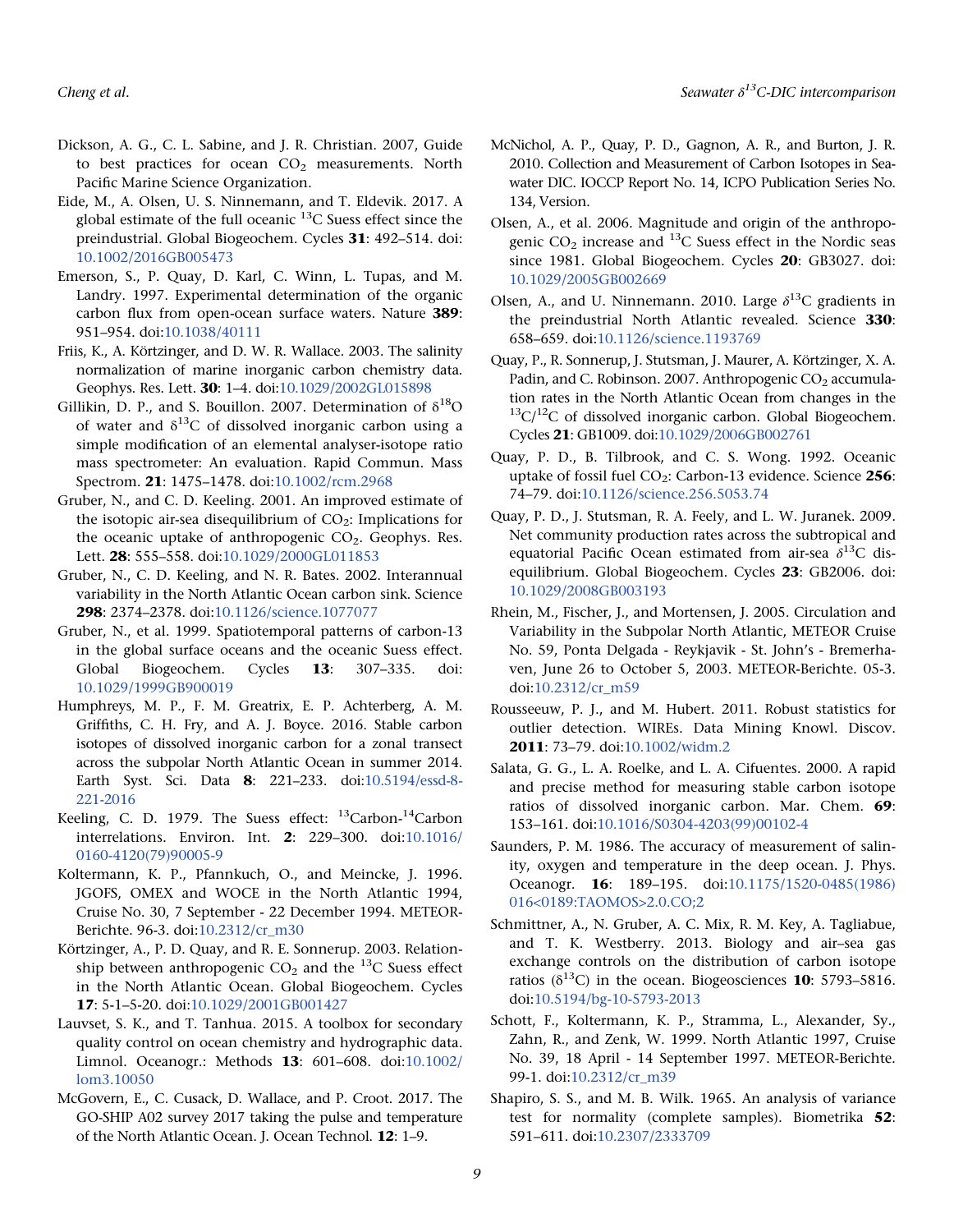Dickson, A. G., C. L. Sabine, and J. R. Christian. 2007, Guide to best practices for ocean $CO_2$ measurements. North Pacific Marine Science Organization.

Eide, M., A. Olsen, U. S. Ninnemann, and T. Eldevik. 2017. A global estimate of the full oceanic $^{13}C$ Suess effect since the preindustrial. Global Biogeochem. Cycles **31**: 492–514. doi: 10.1002/2016GB005473

Emerson, S., P. Quay, D. Karl, C. Winn, L. Tupas, and M. Landry. 1997. Experimental determination of the organic carbon flux from open-ocean surface waters. Nature **389**: 951–954. doi:10.1038/40111

Friis, K., A. Körtzinger, and D. W. R. Wallace. 2003. The salinity normalization of marine inorganic carbon chemistry data. Geophys. Res. Lett. **30**: 1–4. doi:10.1029/2002GL015898

Gillikin, D. P., and S. Bouillon. 2007. Determination of $\delta^{18}O$ of water and $\delta^{13}C$ of dissolved inorganic carbon using a simple modification of an elemental analyser-isotope ratio mass spectrometer: An evaluation. Rapid Commun. Mass Spectrom. **21**: 1475–1478. doi:10.1002/rcm.2968

Gruber, N., and C. D. Keeling. 2001. An improved estimate of the isotopic air-sea disequilibrium of $CO_2$: Implications for the oceanic uptake of anthropogenic $CO_2$. Geophys. Res. Lett. **28**: 555–558. doi:10.1029/2000GL011853

Gruber, N., C. D. Keeling, and N. R. Bates. 2002. Interannual variability in the North Atlantic Ocean carbon sink. Science **298**: 2374–2378. doi:10.1126/science.1077077

Gruber, N., et al. 1999. Spatiotemporal patterns of carbon-13 in the global surface oceans and the oceanic Suess effect. Global Biogeochem. Cycles **13**: 307–335. doi: 10.1029/1999GB900019

Humphreys, M. P., F. M. Greatrix, E. P. Achterberg, A. M. Griffiths, C. H. Fry, and A. J. Boyce. 2016. Stable carbon isotopes of dissolved inorganic carbon for a zonal transect across the subpolar North Atlantic Ocean in summer 2014. Earth Syst. Sci. Data **8**: 221–233. doi:10.5194/essd-8-221-2016

Keeling, C. D. 1979. The Suess effect: $^{13}$Carbon-$^{14}$Carbon interrelations. Environ. Int. **2**: 229–300. doi:10.1016/0160-4120(79)90005-9

Koltermann, K. P., Pfannkuch, O., and Meincke, J. 1996. JGOFS, OMEX and WOCE in the North Atlantic 1994, Cruise No. 30, 7 September - 22 December 1994. METEOR-Berichte. 96-3. doi:10.2312/cr_m30

Körtzinger, A., P. D. Quay, and R. E. Sonnerup. 2003. Relationship between anthropogenic $CO_2$ and the $^{13}C$ Suess effect in the North Atlantic Ocean. Global Biogeochem. Cycles **17**: 5-1–5-20. doi:10.1029/2001GB001427

Lauvset, S. K., and T. Tanhua. 2015. A toolbox for secondary quality control on ocean chemistry and hydrographic data. Limnol. Oceanogr.: Methods **13**: 601–608. doi:10.1002/lom3.10050

McGovern, E., C. Cusack, D. Wallace, and P. Croot. 2017. The GO-SHIP A02 survey 2017 taking the pulse and temperature of the North Atlantic Ocean. J. Ocean Technol. **12**: 1–9.

McNichol, A. P., Quay, P. D., Gagnon, A. R., and Burton, J. R. 2010. Collection and Measurement of Carbon Isotopes in Seawater DIC. IOCCP Report No. 14, ICPO Publication Series No. 134, Version.

Olsen, A., et al. 2006. Magnitude and origin of the anthropogenic $CO_2$ increase and $^{13}C$ Suess effect in the Nordic seas since 1981. Global Biogeochem. Cycles **20**: GB3027. doi: 10.1029/2005GB002669

Olsen, A., and U. Ninnemann. 2010. Large $\delta^{13}C$ gradients in the preindustrial North Atlantic revealed. Science **330**: 658–659. doi:10.1126/science.1193769

Quay, P., R. Sonnerup, J. Stutsman, J. Maurer, A. Körtzinger, X. A. Padin, and C. Robinson. 2007. Anthropogenic $CO_2$ accumulation rates in the North Atlantic Ocean from changes in the $^{13}C/^{12}C$ of dissolved inorganic carbon. Global Biogeochem. Cycles **21**: GB1009. doi:10.1029/2006GB002761

Quay, P. D., B. Tilbrook, and C. S. Wong. 1992. Oceanic uptake of fossil fuel $CO_2$: Carbon-13 evidence. Science **256**: 74–79. doi:10.1126/science.256.5053.74

Quay, P. D., J. Stutsman, R. A. Feely, and L. W. Juranek. 2009. Net community production rates across the subtropical and equatorial Pacific Ocean estimated from air-sea $\delta^{13}C$ disequilibrium. Global Biogeochem. Cycles **23**: GB2006. doi: 10.1029/2008GB003193

Rhein, M., Fischer, J., and Mortensen, J. 2005. Circulation and Variability in the Subpolar North Atlantic, METEOR Cruise No. 59, Ponta Delgada - Reykjavik - St. John's - Bremerhaven, June 26 to October 5, 2003. METEOR-Berichte. 05-3. doi:10.2312/cr_m59

Rousseeuw, P. J., and M. Hubert. 2011. Robust statistics for outlier detection. WIREs. Data Mining Knowl. Discov. **2011**: 73–79. doi:10.1002/widm.2

Salata, G. G., L. A. Roelke, and L. A. Cifuentes. 2000. A rapid and precise method for measuring stable carbon isotope ratios of dissolved inorganic carbon. Mar. Chem. **69**: 153–161. doi:10.1016/S0304-4203(99)00102-4

Saunders, P. M. 1986. The accuracy of measurement of salinity, oxygen and temperature in the deep ocean. J. Phys. Oceanogr. **16**: 189–195. doi:10.1175/1520-0485(1986)016<0189:TAOMOS>2.0.CO;2

Schmittner, A., N. Gruber, A. C. Mix, R. M. Key, A. Tagliabue, and T. K. Westberry. 2013. Biology and air–sea gas exchange controls on the distribution of carbon isotope ratios ($\delta^{13}C$) in the ocean. Biogeosciences **10**: 5793–5816. doi:10.5194/bg-10-5793-2013

Schott, F., Koltermann, K. P., Stramma, L., Alexander, Sy., Zahn, R., and Zenk, W. 1999. North Atlantic 1997, Cruise No. 39, 18 April - 14 September 1997. METEOR-Berichte. 99-1. doi:10.2312/cr_m39

Shapiro, S. S., and M. B. Wilk. 1965. An analysis of variance test for normality (complete samples). Biometrika **52**: 591–611. doi:10.2307/2333709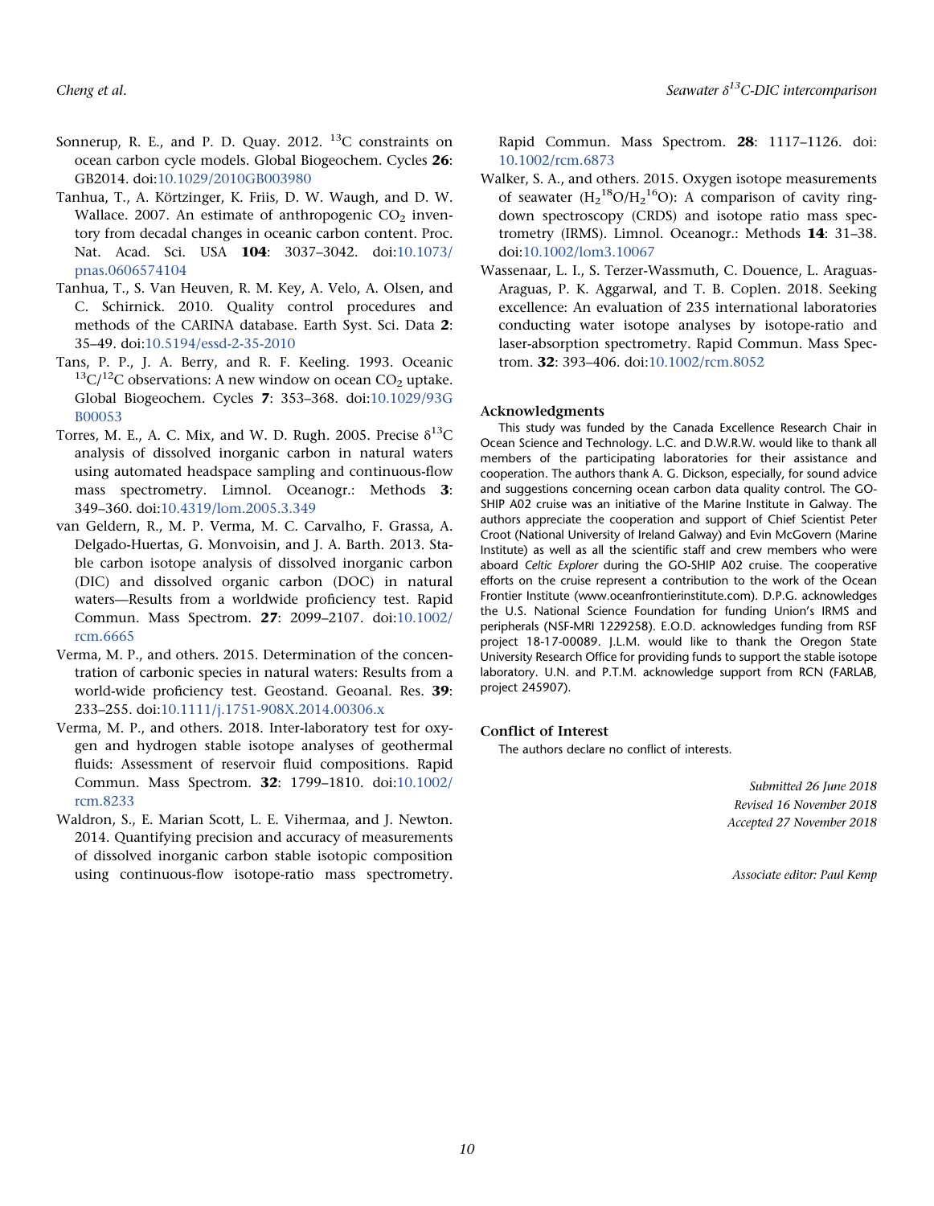Sonnerup, R. E., and P. D. Quay. 2012. $^{13}$C constraints on ocean carbon cycle models. Global Biogeochem. Cycles **26**: GB2014. doi:10.1029/2010GB003980

Tanhua, T., A. Körtzinger, K. Friis, D. W. Waugh, and D. W. Wallace. 2007. An estimate of anthropogenic $CO_2$ inventory from decadal changes in oceanic carbon content. Proc. Nat. Acad. Sci. USA **104**: 3037–3042. doi:10.1073/pnas.0606574104

Tanhua, T., S. Van Heuven, R. M. Key, A. Velo, A. Olsen, and C. Schirnick. 2010. Quality control procedures and methods of the CARINA database. Earth Syst. Sci. Data **2**: 35–49. doi:10.5194/essd-2-35-2010

Tans, P. P., J. A. Berry, and R. F. Keeling. 1993. Oceanic $^{13}C/^{12}C$ observations: A new window on ocean $CO_2$ uptake. Global Biogeochem. Cycles **7**: 353–368. doi:10.1029/93GB00053

Torres, M. E., A. C. Mix, and W. D. Rugh. 2005. Precise $\delta^{13}C$ analysis of dissolved inorganic carbon in natural waters using automated headspace sampling and continuous-flow mass spectrometry. Limnol. Oceanogr.: Methods **3**: 349–360. doi:10.4319/lom.2005.3.349

van Geldern, R., M. P. Verma, M. C. Carvalho, F. Grassa, A. Delgado-Huertas, G. Monvoisin, and J. A. Barth. 2013. Stable carbon isotope analysis of dissolved inorganic carbon (DIC) and dissolved organic carbon (DOC) in natural waters—Results from a worldwide proficiency test. Rapid Commun. Mass Spectrom. **27**: 2099–2107. doi:10.1002/rcm.6665

Verma, M. P., and others. 2015. Determination of the concentration of carbonic species in natural waters: Results from a world-wide proficiency test. Geostand. Geoanal. Res. **39**: 233–255. doi:10.1111/j.1751-908X.2014.00306.x

Verma, M. P., and others. 2018. Inter-laboratory test for oxygen and hydrogen stable isotope analyses of geothermal fluids: Assessment of reservoir fluid compositions. Rapid Commun. Mass Spectrom. **32**: 1799–1810. doi:10.1002/rcm.8233

Waldron, S., E. Marian Scott, L. E. Vihermaa, and J. Newton. 2014. Quantifying precision and accuracy of measurements of dissolved inorganic carbon stable isotopic composition using continuous-flow isotope-ratio mass spectrometry. Rapid Commun. Mass Spectrom. **28**: 1117–1126. doi:10.1002/rcm.6873

Walker, S. A., and others. 2015. Oxygen isotope measurements of seawater ($H_2{}^{18}O/H_2{}^{16}O$): A comparison of cavity ring-down spectroscopy (CRDS) and isotope ratio mass spectrometry (IRMS). Limnol. Oceanogr.: Methods **14**: 31–38. doi:10.1002/lom3.10067

Wassenaar, L. I., S. Terzer-Wassmuth, C. Douence, L. Araguas-Araguas, P. K. Aggarwal, and T. B. Coplen. 2018. Seeking excellence: An evaluation of 235 international laboratories conducting water isotope analyses by isotope-ratio and laser-absorption spectrometry. Rapid Commun. Mass Spectrom. **32**: 393–406. doi:10.1002/rcm.8052

## Acknowledgments

This study was funded by the Canada Excellence Research Chair in Ocean Science and Technology. L.C. and D.W.R.W. would like to thank all members of the participating laboratories for their assistance and cooperation. The authors thank A. G. Dickson, especially, for sound advice and suggestions concerning ocean carbon data quality control. The GO-SHIP A02 cruise was an initiative of the Marine Institute in Galway. The authors appreciate the cooperation and support of Chief Scientist Peter Croot (National University of Ireland Galway) and Evin McGovern (Marine Institute) as well as all the scientific staff and crew members who were aboard *Celtic Explorer* during the GO-SHIP A02 cruise. The cooperative efforts on the cruise represent a contribution to the work of the Ocean Frontier Institute (www.oceanfrontierinstitute.com). D.P.G. acknowledges the U.S. National Science Foundation for funding Union's IRMS and peripherals (NSF-MRI 1229258). E.O.D. acknowledges funding from RSF project 18-17-00089. J.L.M. would like to thank the Oregon State University Research Office for providing funds to support the stable isotope laboratory. U.N. and P.T.M. acknowledge support from RCN (FARLAB, project 245907).

## Conflict of Interest

The authors declare no conflict of interests.

*Submitted 26 June 2018*
*Revised 16 November 2018*
*Accepted 27 November 2018*

*Associate editor: Paul Kemp*